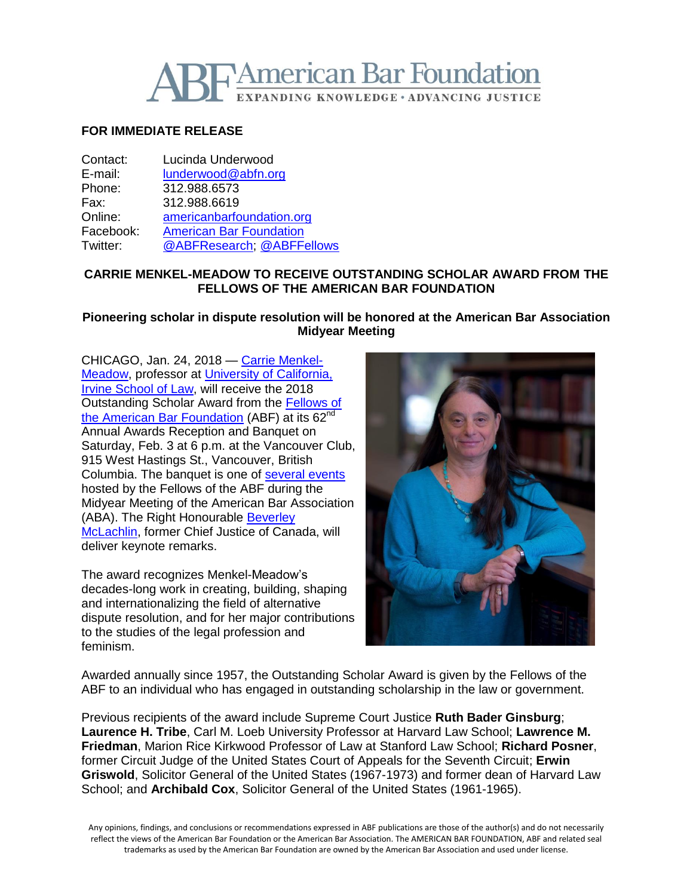American Bar Foundation
EXPANDING KNOWLEDGE • ADVANCING JUSTICE

**FOR IMMEDIATE RELEASE**

Contact: Lucinda Underwood
E-mail: lunderwood@abfn.org
Phone: 312.988.6573
Fax: 312.988.6619
Online: americanbarfoundation.org
Facebook: American Bar Foundation
Twitter: @ABFResearch; @ABFFellows

## CARRIE MENKEL-MEADOW TO RECEIVE OUTSTANDING SCHOLAR AWARD FROM THE FELLOWS OF THE AMERICAN BAR FOUNDATION

### Pioneering scholar in dispute resolution will be honored at the American Bar Association Midyear Meeting

CHICAGO, Jan. 24, 2018 — Carrie Menkel-Meadow, professor at University of California, Irvine School of Law, will receive the 2018 Outstanding Scholar Award from the Fellows of the American Bar Foundation (ABF) at its 62nd Annual Awards Reception and Banquet on Saturday, Feb. 3 at 6 p.m. at the Vancouver Club, 915 West Hastings St., Vancouver, British Columbia. The banquet is one of several events hosted by the Fellows of the ABF during the Midyear Meeting of the American Bar Association (ABA). The Right Honourable Beverley McLachlin, former Chief Justice of Canada, will deliver keynote remarks.

The award recognizes Menkel-Meadow's decades-long work in creating, building, shaping and internationalizing the field of alternative dispute resolution, and for her major contributions to the studies of the legal profession and feminism.

Awarded annually since 1957, the Outstanding Scholar Award is given by the Fellows of the ABF to an individual who has engaged in outstanding scholarship in the law or government.

Previous recipients of the award include Supreme Court Justice **Ruth Bader Ginsburg**; **Laurence H. Tribe**, Carl M. Loeb University Professor at Harvard Law School; **Lawrence M. Friedman**, Marion Rice Kirkwood Professor of Law at Stanford Law School; **Richard Posner**, former Circuit Judge of the United States Court of Appeals for the Seventh Circuit; **Erwin Griswold**, Solicitor General of the United States (1967-1973) and former dean of Harvard Law School; and **Archibald Cox**, Solicitor General of the United States (1961-1965).

Any opinions, findings, and conclusions or recommendations expressed in ABF publications are those of the author(s) and do not necessarily reflect the views of the American Bar Foundation or the American Bar Association. The AMERICAN BAR FOUNDATION, ABF and related seal trademarks as used by the American Bar Foundation are owned by the American Bar Association and used under license.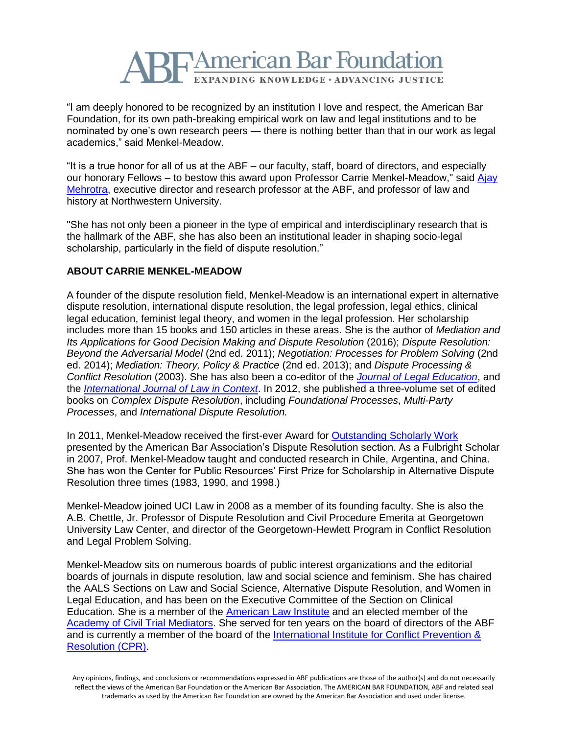"I am deeply honored to be recognized by an institution I love and respect, the American Bar Foundation, for its own path-breaking empirical work on law and legal institutions and to be nominated by one's own research peers — there is nothing better than that in our work as legal academics," said Menkel-Meadow.

"It is a true honor for all of us at the ABF – our faculty, staff, board of directors, and especially our honorary Fellows – to bestow this award upon Professor Carrie Menkel-Meadow," said Ajay Mehrotra, executive director and research professor at the ABF, and professor of law and history at Northwestern University.

"She has not only been a pioneer in the type of empirical and interdisciplinary research that is the hallmark of the ABF, she has also been an institutional leader in shaping socio-legal scholarship, particularly in the field of dispute resolution."

**ABOUT CARRIE MENKEL-MEADOW**

A founder of the dispute resolution field, Menkel-Meadow is an international expert in alternative dispute resolution, international dispute resolution, the legal profession, legal ethics, clinical legal education, feminist legal theory, and women in the legal profession. Her scholarship includes more than 15 books and 150 articles in these areas. She is the author of *Mediation and Its Applications for Good Decision Making and Dispute Resolution* (2016); *Dispute Resolution: Beyond the Adversarial Model* (2nd ed. 2011); *Negotiation: Processes for Problem Solving* (2nd ed. 2014); *Mediation: Theory, Policy & Practice* (2nd ed. 2013); and *Dispute Processing & Conflict Resolution* (2003). She has also been a co-editor of the *Journal of Legal Education*, and the *International Journal of Law in Context*. In 2012, she published a three-volume set of edited books on *Complex Dispute Resolution*, including *Foundational Processes*, *Multi-Party Processes*, and *International Dispute Resolution.*

In 2011, Menkel-Meadow received the first-ever Award for Outstanding Scholarly Work presented by the American Bar Association's Dispute Resolution section. As a Fulbright Scholar in 2007, Prof. Menkel-Meadow taught and conducted research in Chile, Argentina, and China. She has won the Center for Public Resources' First Prize for Scholarship in Alternative Dispute Resolution three times (1983, 1990, and 1998.)

Menkel-Meadow joined UCI Law in 2008 as a member of its founding faculty. She is also the A.B. Chettle, Jr. Professor of Dispute Resolution and Civil Procedure Emerita at Georgetown University Law Center, and director of the Georgetown-Hewlett Program in Conflict Resolution and Legal Problem Solving.

Menkel-Meadow sits on numerous boards of public interest organizations and the editorial boards of journals in dispute resolution, law and social science and feminism. She has chaired the AALS Sections on Law and Social Science, Alternative Dispute Resolution, and Women in Legal Education, and has been on the Executive Committee of the Section on Clinical Education. She is a member of the American Law Institute and an elected member of the Academy of Civil Trial Mediators. She served for ten years on the board of directors of the ABF and is currently a member of the board of the International Institute for Conflict Prevention & Resolution (CPR).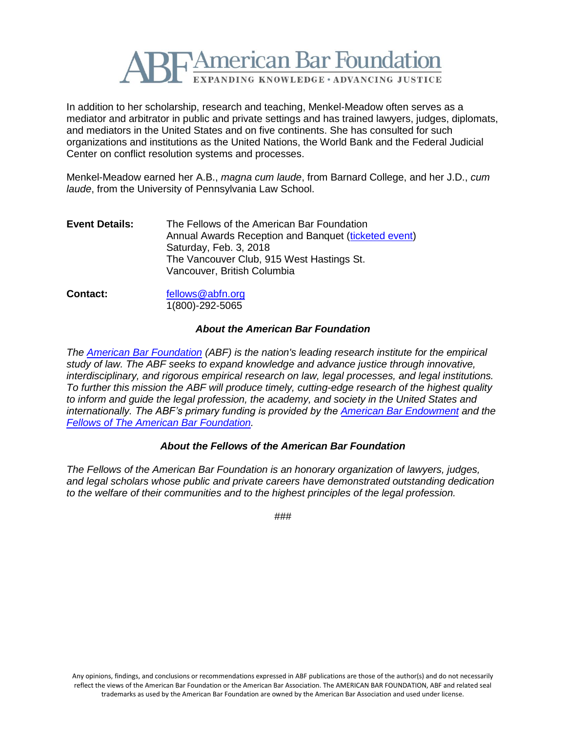In addition to her scholarship, research and teaching, Menkel-Meadow often serves as a mediator and arbitrator in public and private settings and has trained lawyers, judges, diplomats, and mediators in the United States and on five continents. She has consulted for such organizations and institutions as the United Nations, the World Bank and the Federal Judicial Center on conflict resolution systems and processes.

Menkel-Meadow earned her A.B., *magna cum laude*, from Barnard College, and her J.D., *cum laude*, from the University of Pennsylvania Law School.

| | |
|---|---|
| **Event Details:** | The Fellows of the American Bar Foundation<br>Annual Awards Reception and Banquet (ticketed event)<br>Saturday, Feb. 3, 2018<br>The Vancouver Club, 915 West Hastings St.<br>Vancouver, British Columbia |
| **Contact:** | fellows@abfn.org<br>1(800)-292-5065 |

### *About the American Bar Foundation*

*The American Bar Foundation (ABF) is the nation's leading research institute for the empirical study of law. The ABF seeks to expand knowledge and advance justice through innovative, interdisciplinary, and rigorous empirical research on law, legal processes, and legal institutions. To further this mission the ABF will produce timely, cutting-edge research of the highest quality to inform and guide the legal profession, the academy, and society in the United States and internationally. The ABF's primary funding is provided by the American Bar Endowment and the Fellows of The American Bar Foundation.*

### *About the Fellows of the American Bar Foundation*

*The Fellows of the American Bar Foundation is an honorary organization of lawyers, judges, and legal scholars whose public and private careers have demonstrated outstanding dedication to the welfare of their communities and to the highest principles of the legal profession.*

###

Any opinions, findings, and conclusions or recommendations expressed in ABF publications are those of the author(s) and do not necessarily reflect the views of the American Bar Foundation or the American Bar Association. The AMERICAN BAR FOUNDATION, ABF and related seal trademarks as used by the American Bar Foundation are owned by the American Bar Association and used under license.